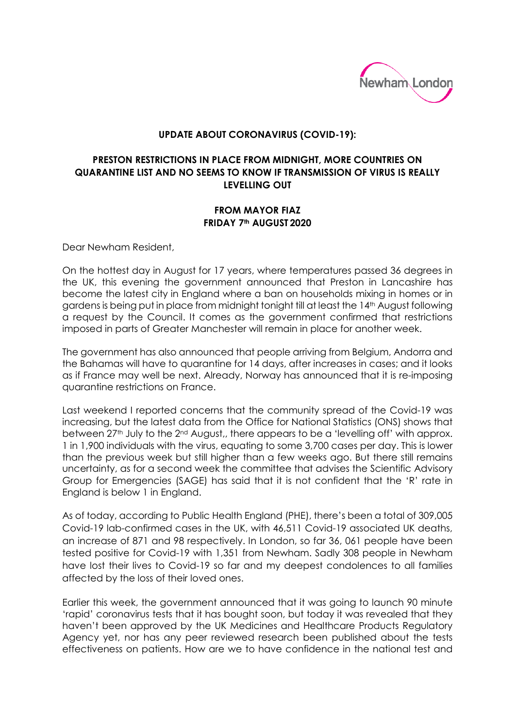**UPDATE ABOUT CORONAVIRUS (COVID-19):**

**PRESTON RESTRICTIONS IN PLACE FROM MIDNIGHT, MORE COUNTRIES ON QUARANTINE LIST AND NO SEEMS TO KNOW IF TRANSMISSION OF VIRUS IS REALLY LEVELLING OUT**

**FROM MAYOR FIAZ**
**FRIDAY 7th AUGUST 2020**

Dear Newham Resident,

On the hottest day in August for 17 years, where temperatures passed 36 degrees in the UK, this evening the government announced that Preston in Lancashire has become the latest city in England where a ban on households mixing in homes or in gardens is being put in place from midnight tonight till at least the 14th August following a request by the Council. It comes as the government confirmed that restrictions imposed in parts of Greater Manchester will remain in place for another week.

The government has also announced that people arriving from Belgium, Andorra and the Bahamas will have to quarantine for 14 days, after increases in cases; and it looks as if France may well be next. Already, Norway has announced that it is re-imposing quarantine restrictions on France.

Last weekend I reported concerns that the community spread of the Covid-19 was increasing, but the latest data from the Office for National Statistics (ONS) shows that between 27th July to the 2nd August,, there appears to be a 'levelling off' with approx. 1 in 1,900 individuals with the virus, equating to some 3,700 cases per day. This is lower than the previous week but still higher than a few weeks ago. But there still remains uncertainty, as for a second week the committee that advises the Scientific Advisory Group for Emergencies (SAGE) has said that it is not confident that the 'R' rate in England is below 1 in England.

As of today, according to Public Health England (PHE), there's been a total of 309,005 Covid-19 lab-confirmed cases in the UK, with 46,511 Covid-19 associated UK deaths, an increase of 871 and 98 respectively. In London, so far 36, 061 people have been tested positive for Covid-19 with 1,351 from Newham. Sadly 308 people in Newham have lost their lives to Covid-19 so far and my deepest condolences to all families affected by the loss of their loved ones.

Earlier this week, the government announced that it was going to launch 90 minute 'rapid' coronavirus tests that it has bought soon, but today it was revealed that they haven't been approved by the UK Medicines and Healthcare Products Regulatory Agency yet, nor has any peer reviewed research been published about the tests effectiveness on patients. How are we to have confidence in the national test and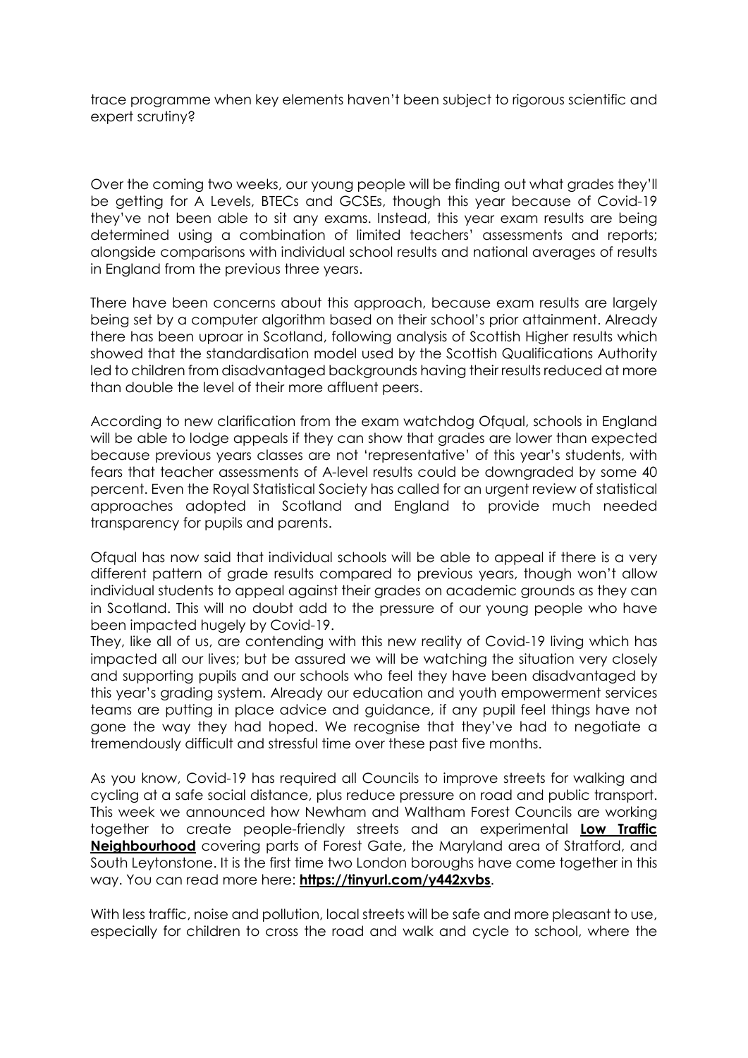trace programme when key elements haven't been subject to rigorous scientific and expert scrutiny?

Over the coming two weeks, our young people will be finding out what grades they'll be getting for A Levels, BTECs and GCSEs, though this year because of Covid-19 they've not been able to sit any exams. Instead, this year exam results are being determined using a combination of limited teachers' assessments and reports; alongside comparisons with individual school results and national averages of results in England from the previous three years.

There have been concerns about this approach, because exam results are largely being set by a computer algorithm based on their school's prior attainment. Already there has been uproar in Scotland, following analysis of Scottish Higher results which showed that the standardisation model used by the Scottish Qualifications Authority led to children from disadvantaged backgrounds having their results reduced at more than double the level of their more affluent peers.

According to new clarification from the exam watchdog Ofqual, schools in England will be able to lodge appeals if they can show that grades are lower than expected because previous years classes are not 'representative' of this year's students, with fears that teacher assessments of A-level results could be downgraded by some 40 percent. Even the Royal Statistical Society has called for an urgent review of statistical approaches adopted in Scotland and England to provide much needed transparency for pupils and parents.

Ofqual has now said that individual schools will be able to appeal if there is a very different pattern of grade results compared to previous years, though won't allow individual students to appeal against their grades on academic grounds as they can in Scotland. This will no doubt add to the pressure of our young people who have been impacted hugely by Covid-19.

They, like all of us, are contending with this new reality of Covid-19 living which has impacted all our lives; but be assured we will be watching the situation very closely and supporting pupils and our schools who feel they have been disadvantaged by this year's grading system. Already our education and youth empowerment services teams are putting in place advice and guidance, if any pupil feel things have not gone the way they had hoped. We recognise that they've had to negotiate a tremendously difficult and stressful time over these past five months.

As you know, Covid-19 has required all Councils to improve streets for walking and cycling at a safe social distance, plus reduce pressure on road and public transport. This week we announced how Newham and Waltham Forest Councils are working together to create people-friendly streets and an experimental **Low Traffic Neighbourhood** covering parts of Forest Gate, the Maryland area of Stratford, and South Leytonstone. It is the first time two London boroughs have come together in this way. You can read more here: **https://tinyurl.com/y442xvbs**.

With less traffic, noise and pollution, local streets will be safe and more pleasant to use, especially for children to cross the road and walk and cycle to school, where the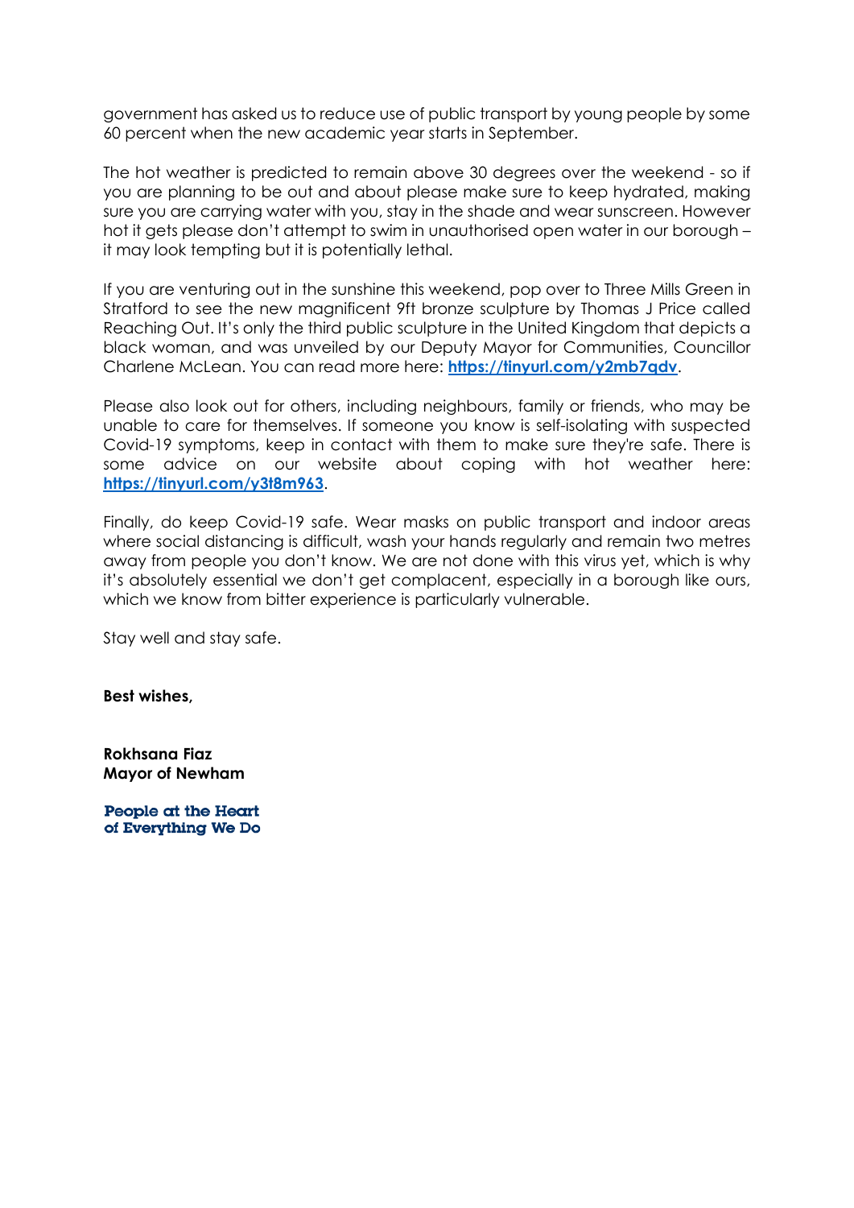government has asked us to reduce use of public transport by young people by some 60 percent when the new academic year starts in September.

The hot weather is predicted to remain above 30 degrees over the weekend - so if you are planning to be out and about please make sure to keep hydrated, making sure you are carrying water with you, stay in the shade and wear sunscreen. However hot it gets please don't attempt to swim in unauthorised open water in our borough – it may look tempting but it is potentially lethal.

If you are venturing out in the sunshine this weekend, pop over to Three Mills Green in Stratford to see the new magnificent 9ft bronze sculpture by Thomas J Price called Reaching Out. It's only the third public sculpture in the United Kingdom that depicts a black woman, and was unveiled by our Deputy Mayor for Communities, Councillor Charlene McLean. You can read more here: **[https://tinyurl.com/y2mb7qdv](https://tinyurl.com/y2mb7qdv)**.

Please also look out for others, including neighbours, family or friends, who may be unable to care for themselves. If someone you know is self-isolating with suspected Covid-19 symptoms, keep in contact with them to make sure they're safe. There is some advice on our website about coping with hot weather here: **[https://tinyurl.com/y3t8m963](https://tinyurl.com/y3t8m963)**.

Finally, do keep Covid-19 safe. Wear masks on public transport and indoor areas where social distancing is difficult, wash your hands regularly and remain two metres away from people you don't know. We are not done with this virus yet, which is why it's absolutely essential we don't get complacent, especially in a borough like ours, which we know from bitter experience is particularly vulnerable.

Stay well and stay safe.

**Best wishes,**

**Rokhsana Fiaz**
**Mayor of Newham**

**People at the Heart**
**of Everything We Do**